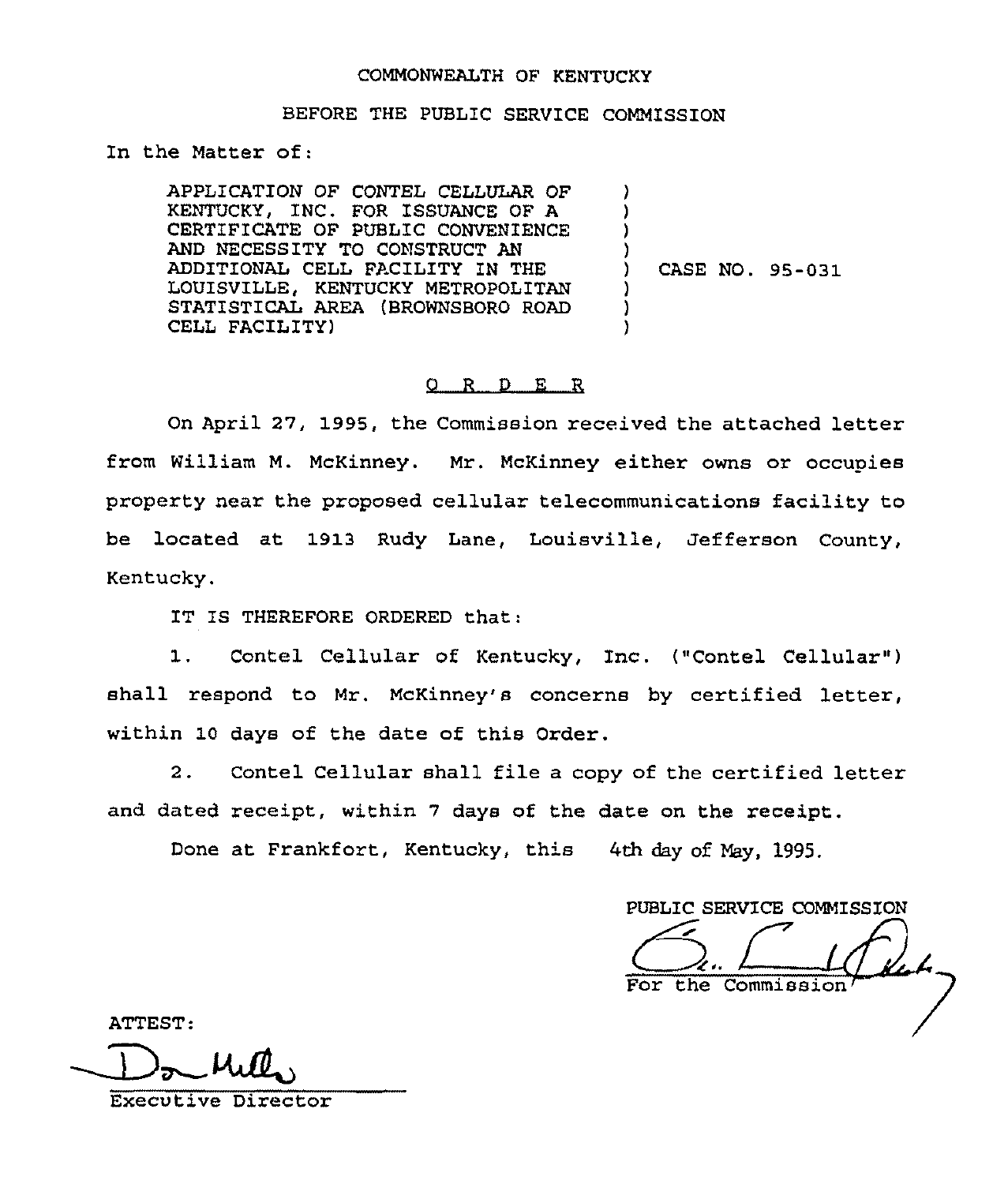COMMONWEALTH OF KENTUCKY

BEFORE THE PUBLIC SERVICE COMMISSION

In the Matter of:

| | | |
|---|---|---|
| APPLICATION OF CONTEL CELLULAR OF KENTUCKY, INC. FOR ISSUANCE OF A CERTIFICATE OF PUBLIC CONVENIENCE AND NECESSITY TO CONSTRUCT AN ADDITIONAL CELL FACILITY IN THE LOUISVILLE, KENTUCKY METROPOLITAN STATISTICAL AREA (BROWNSBORO ROAD CELL FACILITY) | ) | CASE NO. 95-031 |

## O R D E R

On April 27, 1995, the Commission received the attached letter from William M. McKinney. Mr. McKinney either owns or occupies property near the proposed cellular telecommunications facility to be located at 1913 Rudy Lane, Louisville, Jefferson County, Kentucky.

IT IS THEREFORE ORDERED that:

1. Contel Cellular of Kentucky, Inc. ("Contel Cellular") shall respond to Mr. McKinney's concerns by certified letter, within 10 days of the date of this Order.

2. Contel Cellular shall file a copy of the certified letter and dated receipt, within 7 days of the date on the receipt.

Done at Frankfort, Kentucky, this 4th day of May, 1995.

PUBLIC SERVICE COMMISSION

For the Commission

ATTEST:

Executive Director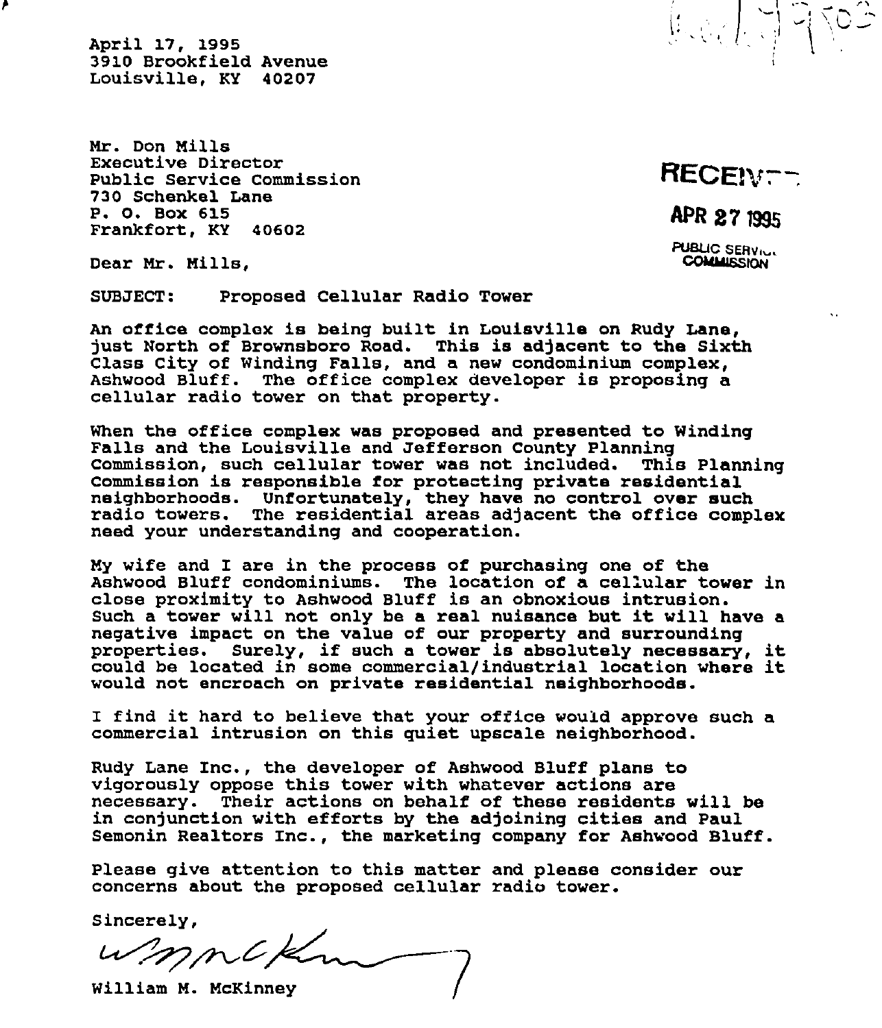April 17, 1995
3910 Brookfield Avenue
Louisville, KY 40207

RECEIVED

APR 27 1995

PUBLIC SERVICE COMMISSION

Mr. Don Mills
Executive Director
Public Service Commission
730 Schenkel Lane
P. O. Box 615
Frankfort, KY 40602

Dear Mr. Mills,

SUBJECT: Proposed Cellular Radio Tower

An office complex is being built in Louisville on Rudy Lane, just North of Brownsboro Road. This is adjacent to the Sixth Class City of Winding Falls, and a new condominium complex, Ashwood Bluff. The office complex developer is proposing a cellular radio tower on that property.

When the office complex was proposed and presented to Winding Falls and the Louisville and Jefferson County Planning Commission, such cellular tower was not included. This Planning Commission is responsible for protecting private residential neighborhoods. Unfortunately, they have no control over such radio towers. The residential areas adjacent the office complex need your understanding and cooperation.

My wife and I are in the process of purchasing one of the Ashwood Bluff condominiums. The location of a cellular tower in close proximity to Ashwood Bluff is an obnoxious intrusion. Such a tower will not only be a real nuisance but it will have a negative impact on the value of our property and surrounding properties. Surely, if such a tower is absolutely necessary, it could be located in some commercial/industrial location where it would not encroach on private residential neighborhoods.

I find it hard to believe that your office would approve such a commercial intrusion on this quiet upscale neighborhood.

Rudy Lane Inc., the developer of Ashwood Bluff plans to vigorously oppose this tower with whatever actions are necessary. Their actions on behalf of these residents will be in conjunction with efforts by the adjoining cities and Paul Semonin Realtors Inc., the marketing company for Ashwood Bluff.

Please give attention to this matter and please consider our concerns about the proposed cellular radio tower.

Sincerely,

William M. McKinney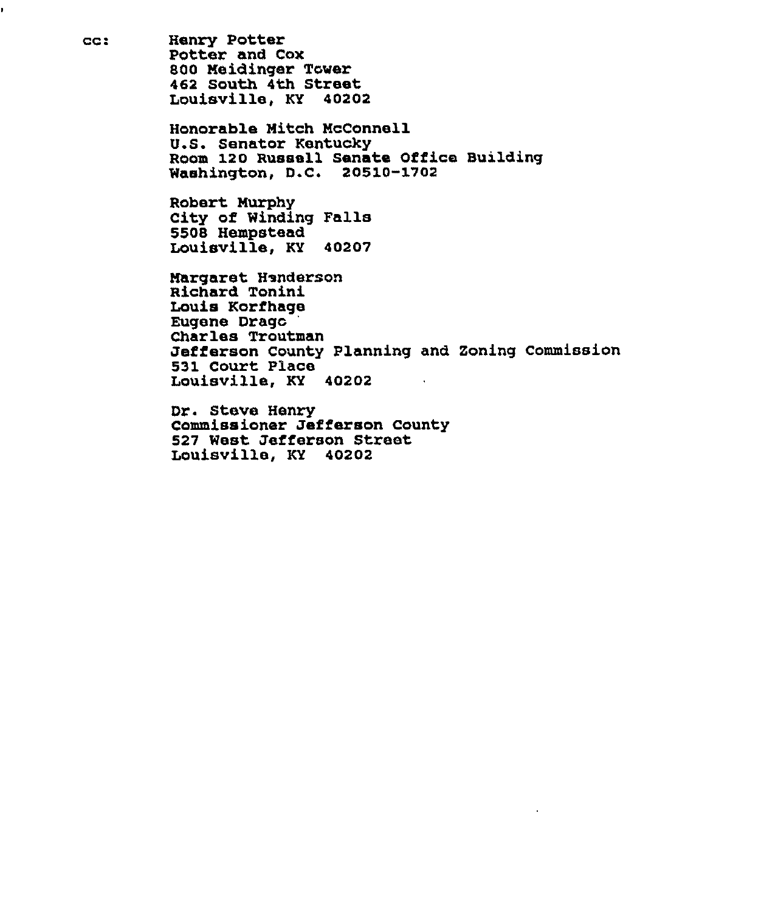cc: Henry Potter
Potter and Cox
800 Meidinger Tower
462 South 4th Street
Louisville, KY 40202

Honorable Mitch McConnell
U.S. Senator Kentucky
Room 120 Russell Senate Office Building
Washington, D.C. 20510-1702

Robert Murphy
City of Winding Falls
5508 Hempstead
Louisville, KY 40207

Margaret Henderson
Richard Tonini
Louis Korfhage
Eugene Drago
Charles Troutman
Jefferson County Planning and Zoning Commission
531 Court Place
Louisville, KY 40202

Dr. Steve Henry
Commissioner Jefferson County
527 West Jefferson Street
Louisville, KY 40202